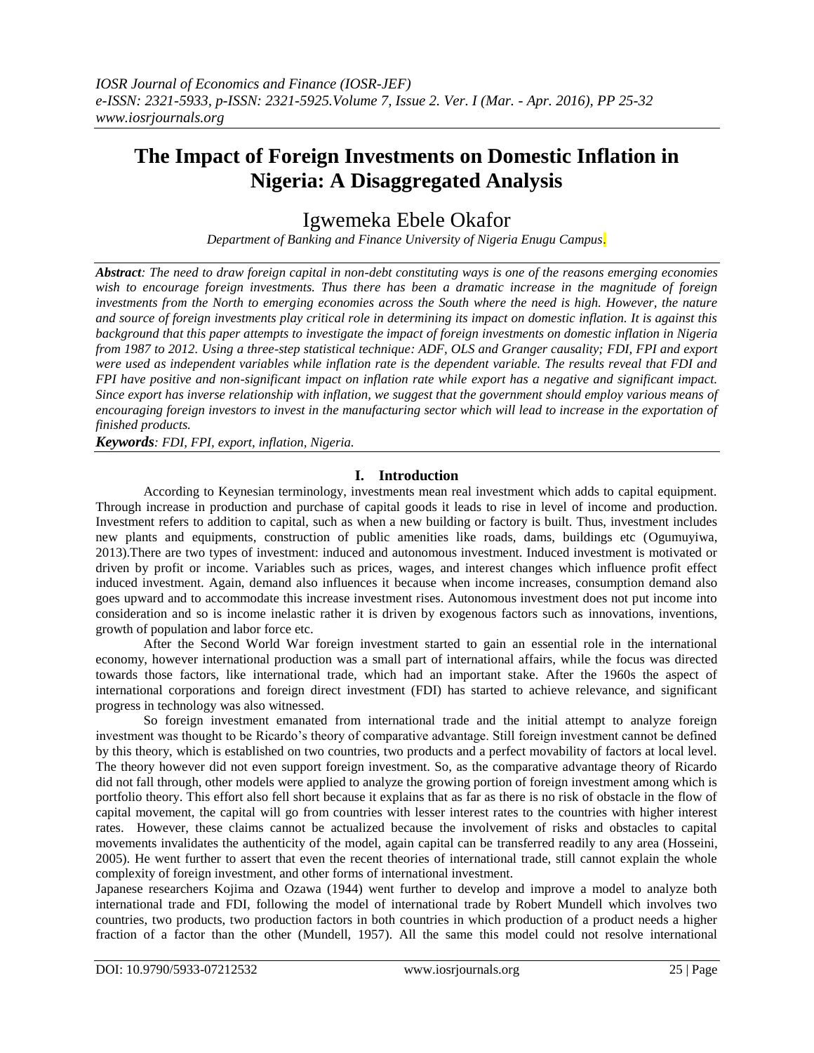# The Impact of Foreign Investments on Domestic Inflation in Nigeria: A Disaggregated Analysis

Igwemeka Ebele Okafor

*Department of Banking and Finance University of Nigeria Enugu Campus.*

***Abstract**: The need to draw foreign capital in non-debt constituting ways is one of the reasons emerging economies wish to encourage foreign investments. Thus there has been a dramatic increase in the magnitude of foreign investments from the North to emerging economies across the South where the need is high. However, the nature and source of foreign investments play critical role in determining its impact on domestic inflation. It is against this background that this paper attempts to investigate the impact of foreign investments on domestic inflation in Nigeria from 1987 to 2012. Using a three-step statistical technique: ADF, OLS and Granger causality; FDI, FPI and export were used as independent variables while inflation rate is the dependent variable. The results reveal that FDI and FPI have positive and non-significant impact on inflation rate while export has a negative and significant impact. Since export has inverse relationship with inflation, we suggest that the government should employ various means of encouraging foreign investors to invest in the manufacturing sector which will lead to increase in the exportation of finished products.*

***Keywords**: FDI, FPI, export, inflation, Nigeria.*

## I. Introduction

According to Keynesian terminology, investments mean real investment which adds to capital equipment. Through increase in production and purchase of capital goods it leads to rise in level of income and production. Investment refers to addition to capital, such as when a new building or factory is built. Thus, investment includes new plants and equipments, construction of public amenities like roads, dams, buildings etc (Ogumuyiwa, 2013).There are two types of investment: induced and autonomous investment. Induced investment is motivated or driven by profit or income. Variables such as prices, wages, and interest changes which influence profit effect induced investment. Again, demand also influences it because when income increases, consumption demand also goes upward and to accommodate this increase investment rises. Autonomous investment does not put income into consideration and so is income inelastic rather it is driven by exogenous factors such as innovations, inventions, growth of population and labor force etc.

After the Second World War foreign investment started to gain an essential role in the international economy, however international production was a small part of international affairs, while the focus was directed towards those factors, like international trade, which had an important stake. After the 1960s the aspect of international corporations and foreign direct investment (FDI) has started to achieve relevance, and significant progress in technology was also witnessed.

So foreign investment emanated from international trade and the initial attempt to analyze foreign investment was thought to be Ricardo's theory of comparative advantage. Still foreign investment cannot be defined by this theory, which is established on two countries, two products and a perfect movability of factors at local level. The theory however did not even support foreign investment. So, as the comparative advantage theory of Ricardo did not fall through, other models were applied to analyze the growing portion of foreign investment among which is portfolio theory. This effort also fell short because it explains that as far as there is no risk of obstacle in the flow of capital movement, the capital will go from countries with lesser interest rates to the countries with higher interest rates. However, these claims cannot be actualized because the involvement of risks and obstacles to capital movements invalidates the authenticity of the model, again capital can be transferred readily to any area (Hosseini, 2005). He went further to assert that even the recent theories of international trade, still cannot explain the whole complexity of foreign investment, and other forms of international investment.

Japanese researchers Kojima and Ozawa (1944) went further to develop and improve a model to analyze both international trade and FDI, following the model of international trade by Robert Mundell which involves two countries, two products, two production factors in both countries in which production of a product needs a higher fraction of a factor than the other (Mundell, 1957). All the same this model could not resolve international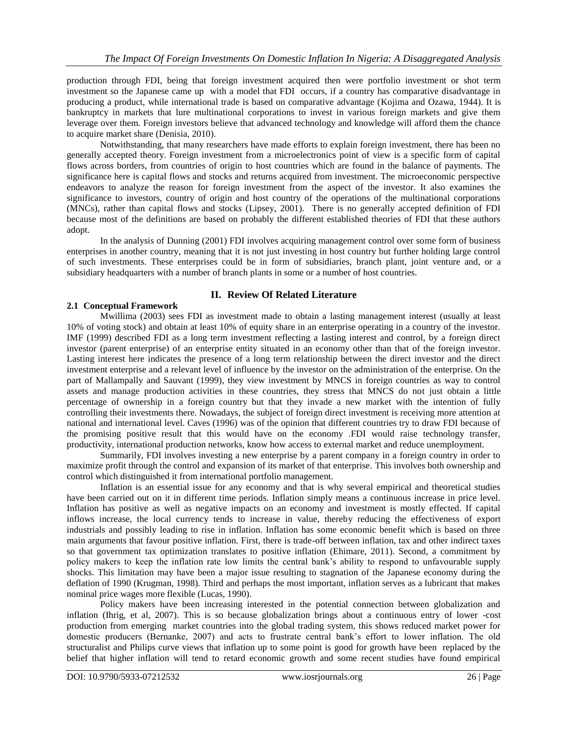production through FDI, being that foreign investment acquired then were portfolio investment or shot term investment so the Japanese came up with a model that FDI occurs, if a country has comparative disadvantage in producing a product, while international trade is based on comparative advantage (Kojima and Ozawa, 1944). It is bankruptcy in markets that lure multinational corporations to invest in various foreign markets and give them leverage over them. Foreign investors believe that advanced technology and knowledge will afford them the chance to acquire market share (Denisia, 2010).

Notwithstanding, that many researchers have made efforts to explain foreign investment, there has been no generally accepted theory. Foreign investment from a microelectronics point of view is a specific form of capital flows across borders, from countries of origin to host countries which are found in the balance of payments. The significance here is capital flows and stocks and returns acquired from investment. The microeconomic perspective endeavors to analyze the reason for foreign investment from the aspect of the investor. It also examines the significance to investors, country of origin and host country of the operations of the multinational corporations (MNCs), rather than capital flows and stocks (Lipsey, 2001). There is no generally accepted definition of FDI because most of the definitions are based on probably the different established theories of FDI that these authors adopt.

In the analysis of Dunning (2001) FDI involves acquiring management control over some form of business enterprises in another country, meaning that it is not just investing in host country but further holding large control of such investments. These enterprises could be in form of subsidiaries, branch plant, joint venture and, or a subsidiary headquarters with a number of branch plants in some or a number of host countries.

## II. Review Of Related Literature

### 2.1 Conceptual Framework

Mwillima (2003) sees FDI as investment made to obtain a lasting management interest (usually at least 10% of voting stock) and obtain at least 10% of equity share in an enterprise operating in a country of the investor. IMF (1999) described FDI as a long term investment reflecting a lasting interest and control, by a foreign direct investor (parent enterprise) of an enterprise entity situated in an economy other than that of the foreign investor. Lasting interest here indicates the presence of a long term relationship between the direct investor and the direct investment enterprise and a relevant level of influence by the investor on the administration of the enterprise. On the part of Mallampally and Sauvant (1999), they view investment by MNCS in foreign countries as way to control assets and manage production activities in these countries, they stress that MNCS do not just obtain a little percentage of ownership in a foreign country but that they invade a new market with the intention of fully controlling their investments there. Nowadays, the subject of foreign direct investment is receiving more attention at national and international level. Caves (1996) was of the opinion that different countries try to draw FDI because of the promising positive result that this would have on the economy .FDI would raise technology transfer, productivity, international production networks, know how access to external market and reduce unemployment.

Summarily, FDI involves investing a new enterprise by a parent company in a foreign country in order to maximize profit through the control and expansion of its market of that enterprise. This involves both ownership and control which distinguished it from international portfolio management.

Inflation is an essential issue for any economy and that is why several empirical and theoretical studies have been carried out on it in different time periods. Inflation simply means a continuous increase in price level. Inflation has positive as well as negative impacts on an economy and investment is mostly effected. If capital inflows increase, the local currency tends to increase in value, thereby reducing the effectiveness of export industrials and possibly leading to rise in inflation. Inflation has some economic benefit which is based on three main arguments that favour positive inflation. First, there is trade-off between inflation, tax and other indirect taxes so that government tax optimization translates to positive inflation (Ehimare, 2011). Second, a commitment by policy makers to keep the inflation rate low limits the central bank's ability to respond to unfavourable supply shocks. This limitation may have been a major issue resulting to stagnation of the Japanese economy during the deflation of 1990 (Krugman, 1998). Third and perhaps the most important, inflation serves as a lubricant that makes nominal price wages more flexible (Lucas, 1990).

Policy makers have been increasing interested in the potential connection between globalization and inflation (Ihrig, et al, 2007). This is so because globalization brings about a continuous entry of lower -cost production from emerging market countries into the global trading system, this shows reduced market power for domestic producers (Bernanke, 2007) and acts to frustrate central bank's effort to lower inflation. The old structuralist and Philips curve views that inflation up to some point is good for growth have been replaced by the belief that higher inflation will tend to retard economic growth and some recent studies have found empirical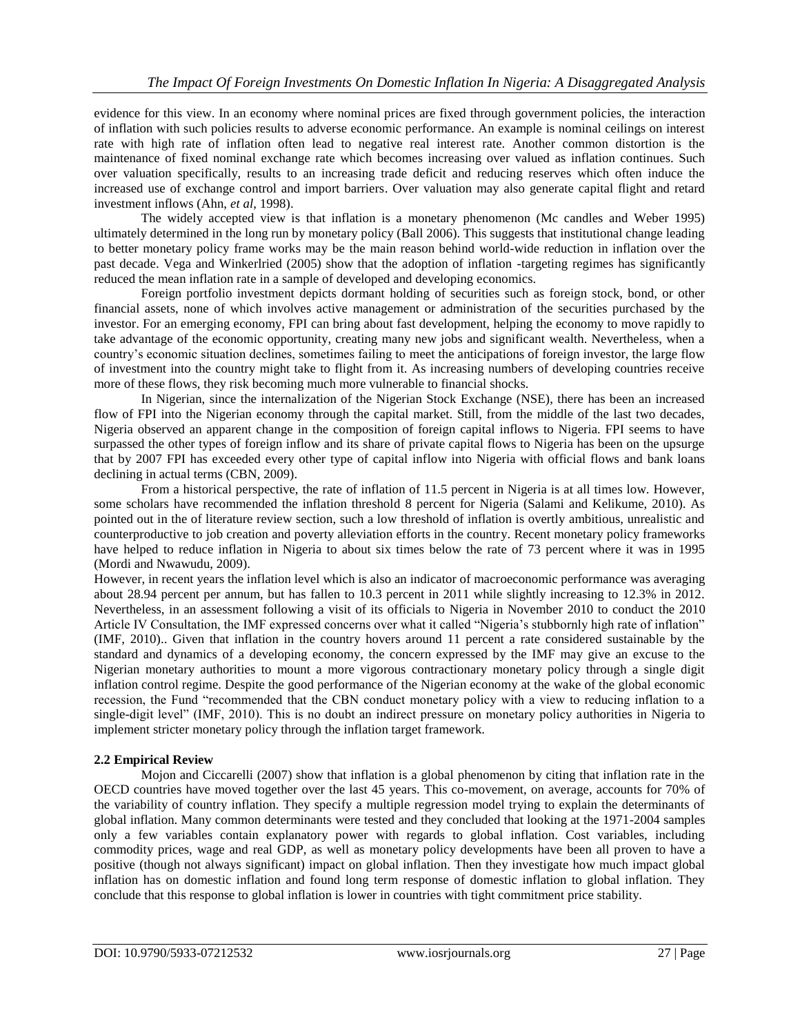evidence for this view. In an economy where nominal prices are fixed through government policies, the interaction of inflation with such policies results to adverse economic performance. An example is nominal ceilings on interest rate with high rate of inflation often lead to negative real interest rate. Another common distortion is the maintenance of fixed nominal exchange rate which becomes increasing over valued as inflation continues. Such over valuation specifically, results to an increasing trade deficit and reducing reserves which often induce the increased use of exchange control and import barriers. Over valuation may also generate capital flight and retard investment inflows (Ahn, *et al*, 1998).

The widely accepted view is that inflation is a monetary phenomenon (Mc candles and Weber 1995) ultimately determined in the long run by monetary policy (Ball 2006). This suggests that institutional change leading to better monetary policy frame works may be the main reason behind world-wide reduction in inflation over the past decade. Vega and Winkerlried (2005) show that the adoption of inflation -targeting regimes has significantly reduced the mean inflation rate in a sample of developed and developing economics.

Foreign portfolio investment depicts dormant holding of securities such as foreign stock, bond, or other financial assets, none of which involves active management or administration of the securities purchased by the investor. For an emerging economy, FPI can bring about fast development, helping the economy to move rapidly to take advantage of the economic opportunity, creating many new jobs and significant wealth. Nevertheless, when a country's economic situation declines, sometimes failing to meet the anticipations of foreign investor, the large flow of investment into the country might take to flight from it. As increasing numbers of developing countries receive more of these flows, they risk becoming much more vulnerable to financial shocks.

In Nigerian, since the internalization of the Nigerian Stock Exchange (NSE), there has been an increased flow of FPI into the Nigerian economy through the capital market. Still, from the middle of the last two decades, Nigeria observed an apparent change in the composition of foreign capital inflows to Nigeria. FPI seems to have surpassed the other types of foreign inflow and its share of private capital flows to Nigeria has been on the upsurge that by 2007 FPI has exceeded every other type of capital inflow into Nigeria with official flows and bank loans declining in actual terms (CBN, 2009).

From a historical perspective, the rate of inflation of 11.5 percent in Nigeria is at all times low. However, some scholars have recommended the inflation threshold 8 percent for Nigeria (Salami and Kelikume, 2010). As pointed out in the of literature review section, such a low threshold of inflation is overtly ambitious, unrealistic and counterproductive to job creation and poverty alleviation efforts in the country. Recent monetary policy frameworks have helped to reduce inflation in Nigeria to about six times below the rate of 73 percent where it was in 1995 (Mordi and Nwawudu, 2009).

However, in recent years the inflation level which is also an indicator of macroeconomic performance was averaging about 28.94 percent per annum, but has fallen to 10.3 percent in 2011 while slightly increasing to 12.3% in 2012. Nevertheless, in an assessment following a visit of its officials to Nigeria in November 2010 to conduct the 2010 Article IV Consultation, the IMF expressed concerns over what it called "Nigeria's stubbornly high rate of inflation" (IMF, 2010).. Given that inflation in the country hovers around 11 percent a rate considered sustainable by the standard and dynamics of a developing economy, the concern expressed by the IMF may give an excuse to the Nigerian monetary authorities to mount a more vigorous contractionary monetary policy through a single digit inflation control regime. Despite the good performance of the Nigerian economy at the wake of the global economic recession, the Fund "recommended that the CBN conduct monetary policy with a view to reducing inflation to a single-digit level" (IMF, 2010). This is no doubt an indirect pressure on monetary policy authorities in Nigeria to implement stricter monetary policy through the inflation target framework.

### 2.2 Empirical Review

Mojon and Ciccarelli (2007) show that inflation is a global phenomenon by citing that inflation rate in the OECD countries have moved together over the last 45 years. This co-movement, on average, accounts for 70% of the variability of country inflation. They specify a multiple regression model trying to explain the determinants of global inflation. Many common determinants were tested and they concluded that looking at the 1971-2004 samples only a few variables contain explanatory power with regards to global inflation. Cost variables, including commodity prices, wage and real GDP, as well as monetary policy developments have been all proven to have a positive (though not always significant) impact on global inflation. Then they investigate how much impact global inflation has on domestic inflation and found long term response of domestic inflation to global inflation. They conclude that this response to global inflation is lower in countries with tight commitment price stability.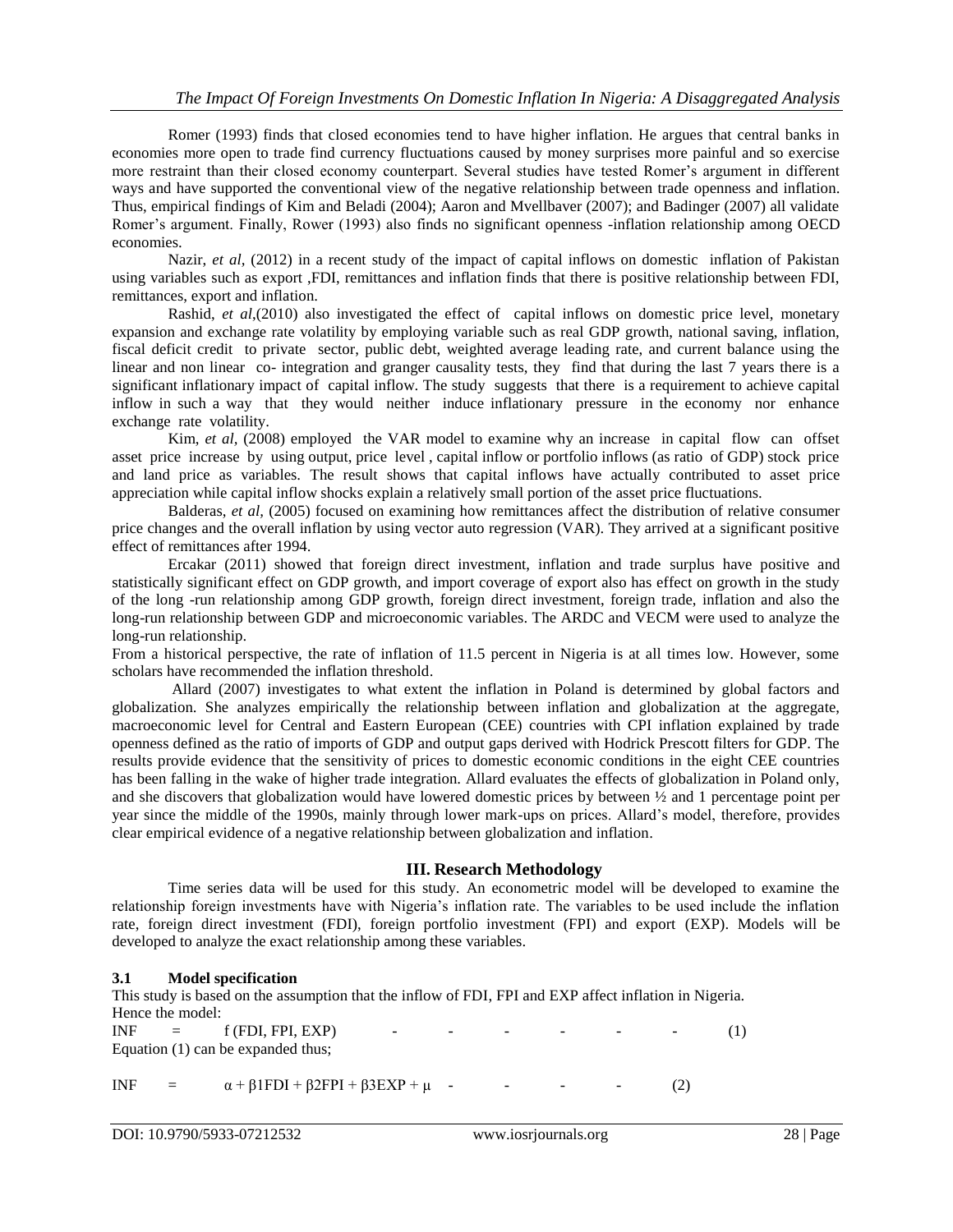Romer (1993) finds that closed economies tend to have higher inflation. He argues that central banks in economies more open to trade find currency fluctuations caused by money surprises more painful and so exercise more restraint than their closed economy counterpart. Several studies have tested Romer's argument in different ways and have supported the conventional view of the negative relationship between trade openness and inflation. Thus, empirical findings of Kim and Beladi (2004); Aaron and Mvellbaver (2007); and Badinger (2007) all validate Romer's argument. Finally, Rower (1993) also finds no significant openness -inflation relationship among OECD economies.

Nazir, *et al*, (2012) in a recent study of the impact of capital inflows on domestic inflation of Pakistan using variables such as export ,FDI, remittances and inflation finds that there is positive relationship between FDI, remittances, export and inflation.

Rashid, *et al*,(2010) also investigated the effect of capital inflows on domestic price level, monetary expansion and exchange rate volatility by employing variable such as real GDP growth, national saving, inflation, fiscal deficit credit to private sector, public debt, weighted average leading rate, and current balance using the linear and non linear co- integration and granger causality tests, they find that during the last 7 years there is a significant inflationary impact of capital inflow. The study suggests that there is a requirement to achieve capital inflow in such a way that they would neither induce inflationary pressure in the economy nor enhance exchange rate volatility.

Kim, *et al*, (2008) employed the VAR model to examine why an increase in capital flow can offset asset price increase by using output, price level , capital inflow or portfolio inflows (as ratio of GDP) stock price and land price as variables. The result shows that capital inflows have actually contributed to asset price appreciation while capital inflow shocks explain a relatively small portion of the asset price fluctuations.

Balderas, *et al*, (2005) focused on examining how remittances affect the distribution of relative consumer price changes and the overall inflation by using vector auto regression (VAR). They arrived at a significant positive effect of remittances after 1994.

Ercakar (2011) showed that foreign direct investment, inflation and trade surplus have positive and statistically significant effect on GDP growth, and import coverage of export also has effect on growth in the study of the long -run relationship among GDP growth, foreign direct investment, foreign trade, inflation and also the long-run relationship between GDP and microeconomic variables. The ARDC and VECM were used to analyze the long-run relationship.

From a historical perspective, the rate of inflation of 11.5 percent in Nigeria is at all times low. However, some scholars have recommended the inflation threshold.

Allard (2007) investigates to what extent the inflation in Poland is determined by global factors and globalization. She analyzes empirically the relationship between inflation and globalization at the aggregate, macroeconomic level for Central and Eastern European (CEE) countries with CPI inflation explained by trade openness defined as the ratio of imports of GDP and output gaps derived with Hodrick Prescott filters for GDP. The results provide evidence that the sensitivity of prices to domestic economic conditions in the eight CEE countries has been falling in the wake of higher trade integration. Allard evaluates the effects of globalization in Poland only, and she discovers that globalization would have lowered domestic prices by between ½ and 1 percentage point per year since the middle of the 1990s, mainly through lower mark-ups on prices. Allard's model, therefore, provides clear empirical evidence of a negative relationship between globalization and inflation.

## III. Research Methodology

Time series data will be used for this study. An econometric model will be developed to examine the relationship foreign investments have with Nigeria's inflation rate. The variables to be used include the inflation rate, foreign direct investment (FDI), foreign portfolio investment (FPI) and export (EXP). Models will be developed to analyze the exact relationship among these variables.

### 3.1 Model specification

This study is based on the assumption that the inflow of FDI, FPI and EXP affect inflation in Nigeria.
Hence the model:

$$INF = f(FDI, FPI, EXP) \qquad (1)$$

Equation (1) can be expanded thus;

$$INF = \alpha + \beta 1FDI + \beta 2FPI + \beta 3EXP + \mu \qquad (2)$$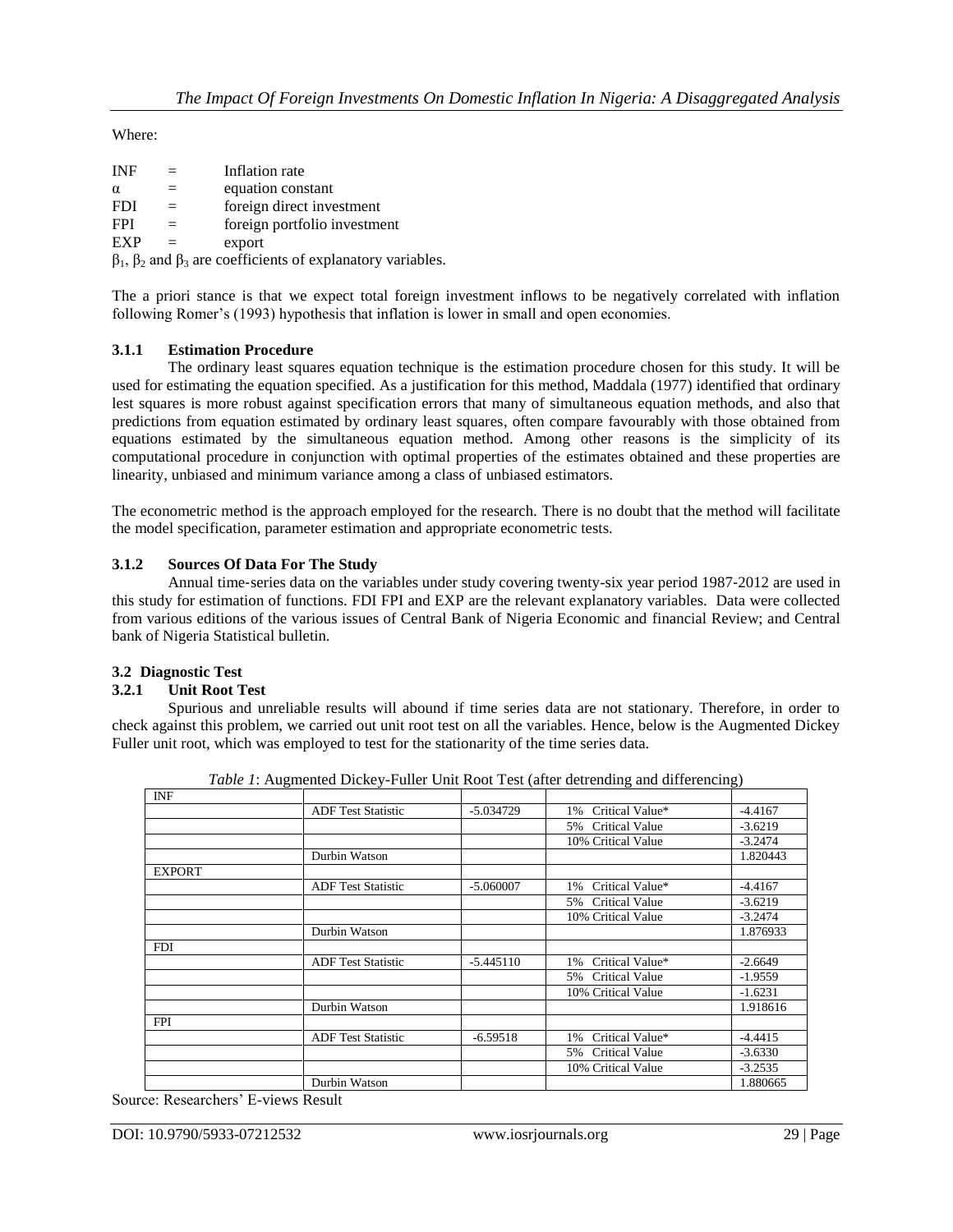Where:

INF = Inflation rate
α = equation constant
FDI = foreign direct investment
FPI = foreign portfolio investment
EXP = export
$\beta_1$, $\beta_2$ and $\beta_3$ are coefficients of explanatory variables.

The a priori stance is that we expect total foreign investment inflows to be negatively correlated with inflation following Romer's (1993) hypothesis that inflation is lower in small and open economies.

### 3.1.1 Estimation Procedure

The ordinary least squares equation technique is the estimation procedure chosen for this study. It will be used for estimating the equation specified. As a justification for this method, Maddala (1977) identified that ordinary lest squares is more robust against specification errors that many of simultaneous equation methods, and also that predictions from equation estimated by ordinary least squares, often compare favourably with those obtained from equations estimated by the simultaneous equation method. Among other reasons is the simplicity of its computational procedure in conjunction with optimal properties of the estimates obtained and these properties are linearity, unbiased and minimum variance among a class of unbiased estimators.

The econometric method is the approach employed for the research. There is no doubt that the method will facilitate the model specification, parameter estimation and appropriate econometric tests.

### 3.1.2 Sources Of Data For The Study

Annual time-series data on the variables under study covering twenty-six year period 1987-2012 are used in this study for estimation of functions. FDI FPI and EXP are the relevant explanatory variables. Data were collected from various editions of the various issues of Central Bank of Nigeria Economic and financial Review; and Central bank of Nigeria Statistical bulletin.

## 3.2 Diagnostic Test

### 3.2.1 Unit Root Test

Spurious and unreliable results will abound if time series data are not stationary. Therefore, in order to check against this problem, we carried out unit root test on all the variables. Hence, below is the Augmented Dickey Fuller unit root, which was employed to test for the stationarity of the time series data.

*Table 1*: Augmented Dickey-Fuller Unit Root Test (after detrending and differencing)

| | | | | |
|---|---|---|---|---|
| INF | | | | |
| | ADF Test Statistic | -5.034729 | 1% Critical Value* | -4.4167 |
| | | | 5% Critical Value | -3.6219 |
| | | | 10% Critical Value | -3.2474 |
| | Durbin Watson | | | 1.820443 |
| EXPORT | | | | |
| | ADF Test Statistic | -5.060007 | 1% Critical Value* | -4.4167 |
| | | | 5% Critical Value | -3.6219 |
| | | | 10% Critical Value | -3.2474 |
| | Durbin Watson | | | 1.876933 |
| FDI | | | | |
| | ADF Test Statistic | -5.445110 | 1% Critical Value* | -2.6649 |
| | | | 5% Critical Value | -1.9559 |
| | | | 10% Critical Value | -1.6231 |
| | Durbin Watson | | | 1.918616 |
| FPI | | | | |
| | ADF Test Statistic | -6.59518 | 1% Critical Value* | -4.4415 |
| | | | 5% Critical Value | -3.6330 |
| | | | 10% Critical Value | -3.2535 |
| | Durbin Watson | | | 1.880665 |

Source: Researchers' E-views Result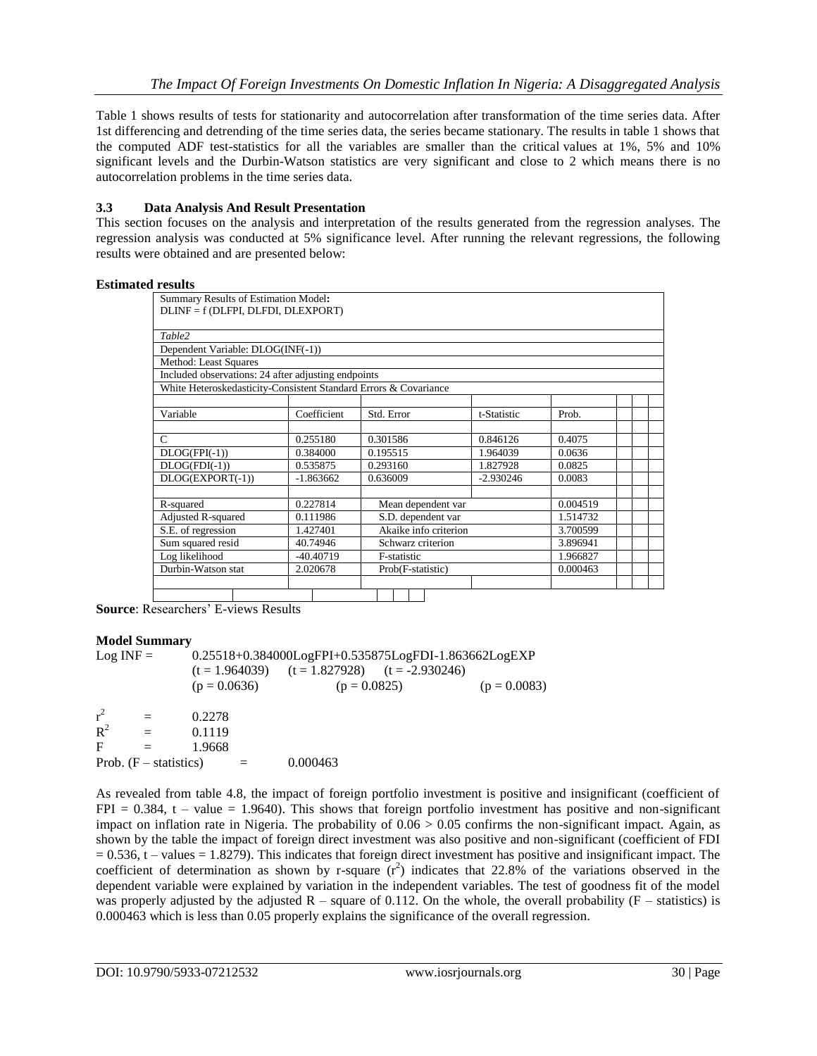Table 1 shows results of tests for stationarity and autocorrelation after transformation of the time series data. After 1st differencing and detrending of the time series data, the series became stationary. The results in table 1 shows that the computed ADF test-statistics for all the variables are smaller than the critical values at 1%, 5% and 10% significant levels and the Durbin-Watson statistics are very significant and close to 2 which means there is no autocorrelation problems in the time series data.

### 3.3 Data Analysis And Result Presentation

This section focuses on the analysis and interpretation of the results generated from the regression analyses. The regression analysis was conducted at 5% significance level. After running the relevant regressions, the following results were obtained and are presented below:

**Estimated results**

Summary Results of Estimation Model**:**
DLINF = f (DLFPI, DLFDI, DLEXPORT)

*Table2*

Dependent Variable: DLOG(INF(-1))
Method: Least Squares
Included observations: 24 after adjusting endpoints
White Heteroskedasticity-Consistent Standard Errors & Covariance

| Variable | Coefficient | Std. Error | t-Statistic | Prob. |
|---|---|---|---|---|
| C | 0.255180 | 0.301586 | 0.846126 | 0.4075 |
| DLOG(FPI(-1)) | 0.384000 | 0.195515 | 1.964039 | 0.0636 |
| DLOG(FDI(-1)) | 0.535875 | 0.293160 | 1.827928 | 0.0825 |
| DLOG(EXPORT(-1)) | -1.863662 | 0.636009 | -2.930246 | 0.0083 |

| | | | |
|---|---|---|---|
| R-squared | 0.227814 | Mean dependent var | 0.004519 |
| Adjusted R-squared | 0.111986 | S.D. dependent var | 1.514732 |
| S.E. of regression | 1.427401 | Akaike info criterion | 3.700599 |
| Sum squared resid | 40.74946 | Schwarz criterion | 3.896941 |
| Log likelihood | -40.40719 | F-statistic | 1.966827 |
| Durbin-Watson stat | 2.020678 | Prob(F-statistic) | 0.000463 |

**Source**: Researchers' E-views Results

**Model Summary**

Log INF = 0.25518+0.384000LogFPI+0.535875LogFDI-1.863662LogEXP
(t = 1.964039) (t = 1.827928) (t = -2.930246)
(p = 0.0636) (p = 0.0825) (p = 0.0083)

$r^2$ = 0.2278
$R^2$ = 0.1119
F = 1.9668
Prob. (F – statistics) = 0.000463

As revealed from table 4.8, the impact of foreign portfolio investment is positive and insignificant (coefficient of FPI = 0.384, t – value = 1.9640). This shows that foreign portfolio investment has positive and non-significant impact on inflation rate in Nigeria. The probability of $0.06 > 0.05$ confirms the non-significant impact. Again, as shown by the table the impact of foreign direct investment was also positive and non-significant (coefficient of FDI = 0.536, t – values = 1.8279). This indicates that foreign direct investment has positive and insignificant impact. The coefficient of determination as shown by r-square ($r^2$) indicates that 22.8% of the variations observed in the dependent variable were explained by variation in the independent variables. The test of goodness fit of the model was properly adjusted by the adjusted R – square of 0.112. On the whole, the overall probability (F – statistics) is 0.000463 which is less than 0.05 properly explains the significance of the overall regression.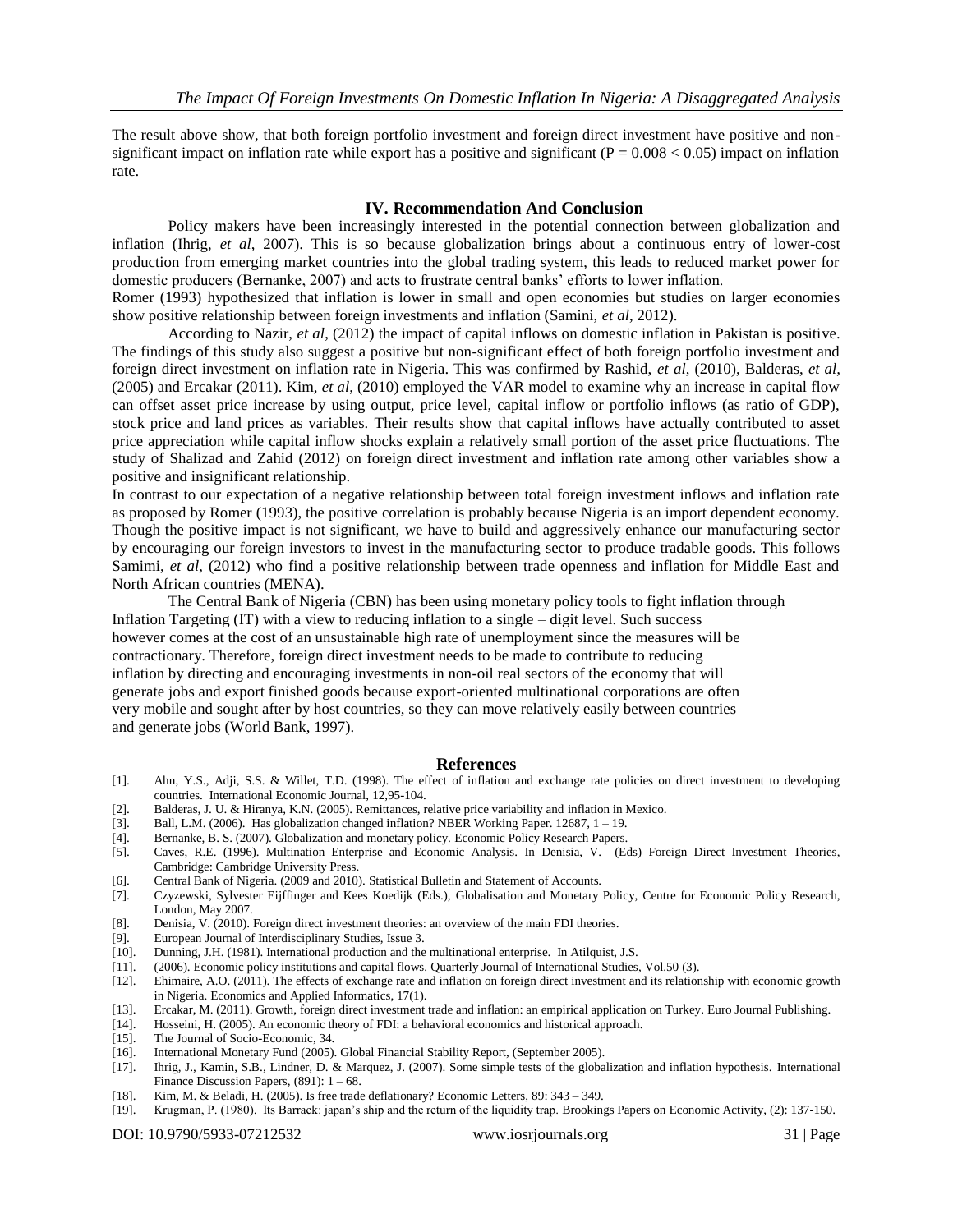The result above show, that both foreign portfolio investment and foreign direct investment have positive and non-significant impact on inflation rate while export has a positive and significant ($P = 0.008 < 0.05$) impact on inflation rate.

## IV. Recommendation And Conclusion

Policy makers have been increasingly interested in the potential connection between globalization and inflation (Ihrig, *et al*, 2007). This is so because globalization brings about a continuous entry of lower-cost production from emerging market countries into the global trading system, this leads to reduced market power for domestic producers (Bernanke, 2007) and acts to frustrate central banks' efforts to lower inflation.

Romer (1993) hypothesized that inflation is lower in small and open economies but studies on larger economies show positive relationship between foreign investments and inflation (Samini, *et al*, 2012).

According to Nazir, *et al*, (2012) the impact of capital inflows on domestic inflation in Pakistan is positive. The findings of this study also suggest a positive but non-significant effect of both foreign portfolio investment and foreign direct investment on inflation rate in Nigeria. This was confirmed by Rashid, *et al*, (2010), Balderas, *et al*, (2005) and Ercakar (2011). Kim, *et al*, (2010) employed the VAR model to examine why an increase in capital flow can offset asset price increase by using output, price level, capital inflow or portfolio inflows (as ratio of GDP), stock price and land prices as variables. Their results show that capital inflows have actually contributed to asset price appreciation while capital inflow shocks explain a relatively small portion of the asset price fluctuations. The study of Shalizad and Zahid (2012) on foreign direct investment and inflation rate among other variables show a positive and insignificant relationship.

In contrast to our expectation of a negative relationship between total foreign investment inflows and inflation rate as proposed by Romer (1993), the positive correlation is probably because Nigeria is an import dependent economy. Though the positive impact is not significant, we have to build and aggressively enhance our manufacturing sector by encouraging our foreign investors to invest in the manufacturing sector to produce tradable goods. This follows Samimi, *et al*, (2012) who find a positive relationship between trade openness and inflation for Middle East and North African countries (MENA).

The Central Bank of Nigeria (CBN) has been using monetary policy tools to fight inflation through Inflation Targeting (IT) with a view to reducing inflation to a single – digit level. Such success however comes at the cost of an unsustainable high rate of unemployment since the measures will be contractionary. Therefore, foreign direct investment needs to be made to contribute to reducing inflation by directing and encouraging investments in non-oil real sectors of the economy that will generate jobs and export finished goods because export-oriented multinational corporations are often very mobile and sought after by host countries, so they can move relatively easily between countries and generate jobs (World Bank, 1997).

## References

[1]. Ahn, Y.S., Adji, S.S. & Willet, T.D. (1998). The effect of inflation and exchange rate policies on direct investment to developing countries. International Economic Journal, 12,95-104.

[2]. Balderas, J. U. & Hiranya, K.N. (2005). Remittances, relative price variability and inflation in Mexico.

[3]. Ball, L.M. (2006). Has globalization changed inflation? NBER Working Paper. 12687, 1 – 19.

[4]. Bernanke, B. S. (2007). Globalization and monetary policy. Economic Policy Research Papers.

[5]. Caves, R.E. (1996). Multination Enterprise and Economic Analysis. In Denisia, V. (Eds) Foreign Direct Investment Theories, Cambridge: Cambridge University Press.

[6]. Central Bank of Nigeria. (2009 and 2010). Statistical Bulletin and Statement of Accounts.

[7]. Czyzewski, Sylvester Eijffinger and Kees Koedijk (Eds.), Globalisation and Monetary Policy, Centre for Economic Policy Research, London, May 2007.

[8]. Denisia, V. (2010). Foreign direct investment theories: an overview of the main FDI theories.

[9]. European Journal of Interdisciplinary Studies, Issue 3.

[10]. Dunning, J.H. (1981). International production and the multinational enterprise. In Atilquist, J.S.

[11]. (2006). Economic policy institutions and capital flows. Quarterly Journal of International Studies, Vol.50 (3).

[12]. Ehimaire, A.O. (2011). The effects of exchange rate and inflation on foreign direct investment and its relationship with economic growth in Nigeria. Economics and Applied Informatics, 17(1).

[13]. Ercakar, M. (2011). Growth, foreign direct investment trade and inflation: an empirical application on Turkey. Euro Journal Publishing.

[14]. Hosseini, H. (2005). An economic theory of FDI: a behavioral economics and historical approach.

[15]. The Journal of Socio-Economic, 34.

[16]. International Monetary Fund (2005). Global Financial Stability Report, (September 2005).

[17]. Ihrig, J., Kamin, S.B., Lindner, D. & Marquez, J. (2007). Some simple tests of the globalization and inflation hypothesis. International Finance Discussion Papers, (891): 1 – 68.

[18]. Kim, M. & Beladi, H. (2005). Is free trade deflationary? Economic Letters, 89: 343 – 349.

[19]. Krugman, P. (1980). Its Barrack: japan's ship and the return of the liquidity trap. Brookings Papers on Economic Activity, (2): 137-150.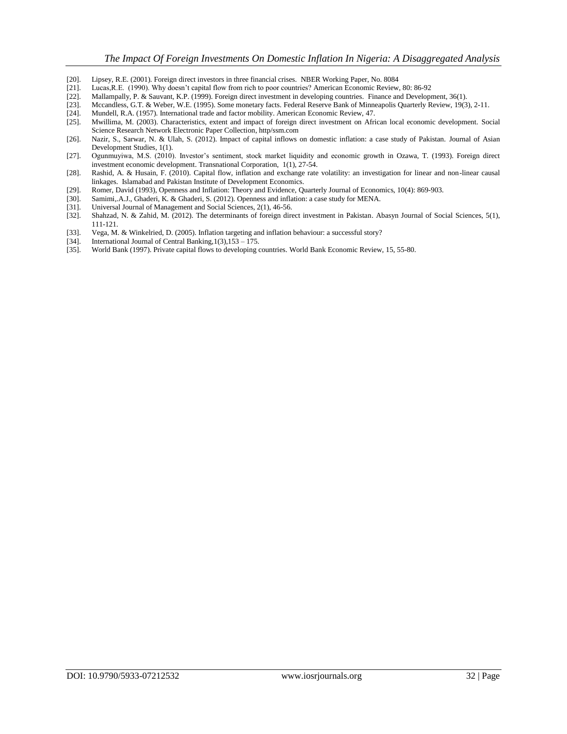[20]. Lipsey, R.E. (2001). Foreign direct investors in three financial crises. NBER Working Paper, No. 8084

[21]. Lucas,R.E. (1990). Why doesn't capital flow from rich to poor countries? American Economic Review, 80: 86-92

[22]. Mallampally, P. & Sauvant, K.P. (1999). Foreign direct investment in developing countries. Finance and Development, 36(1).

[23]. Mccandless, G.T. & Weber, W.E. (1995). Some monetary facts. Federal Reserve Bank of Minneapolis Quarterly Review, 19(3), 2-11.

[24]. Mundell, R.A. (1957). International trade and factor mobility. American Economic Review, 47.

[25]. Mwillima, M. (2003). Characteristics, extent and impact of foreign direct investment on African local economic development. Social Science Research Network Electronic Paper Collection, http/ssm.com

[26]. Nazir, S., Sarwar, N. & Ulah, S. (2012). Impact of capital inflows on domestic inflation: a case study of Pakistan. Journal of Asian Development Studies, 1(1).

[27]. Ogunmuyiwa, M.S. (2010). Investor's sentiment, stock market liquidity and economic growth in Ozawa, T. (1993). Foreign direct investment economic development. Transnational Corporation, 1(1), 27-54.

[28]. Rashid, A. & Husain, F. (2010). Capital flow, inflation and exchange rate volatility: an investigation for linear and non-linear causal linkages. Islamabad and Pakistan Institute of Development Economics.

[29]. Romer, David (1993), Openness and Inflation: Theory and Evidence, Quarterly Journal of Economics, 10(4): 869-903.

[30]. Samimi,.A.J., Ghaderi, K. & Ghaderi, S. (2012). Openness and inflation: a case study for MENA.

[31]. Universal Journal of Management and Social Sciences, 2(1), 46-56.

[32]. Shahzad, N. & Zahid, M. (2012). The determinants of foreign direct investment in Pakistan. Abasyn Journal of Social Sciences, 5(1), 111-121.

[33]. Vega, M. & Winkelried, D. (2005). Inflation targeting and inflation behaviour: a successful story?

[34]. International Journal of Central Banking,1(3),153 – 175.

[35]. World Bank (1997). Private capital flows to developing countries. World Bank Economic Review, 15, 55-80.